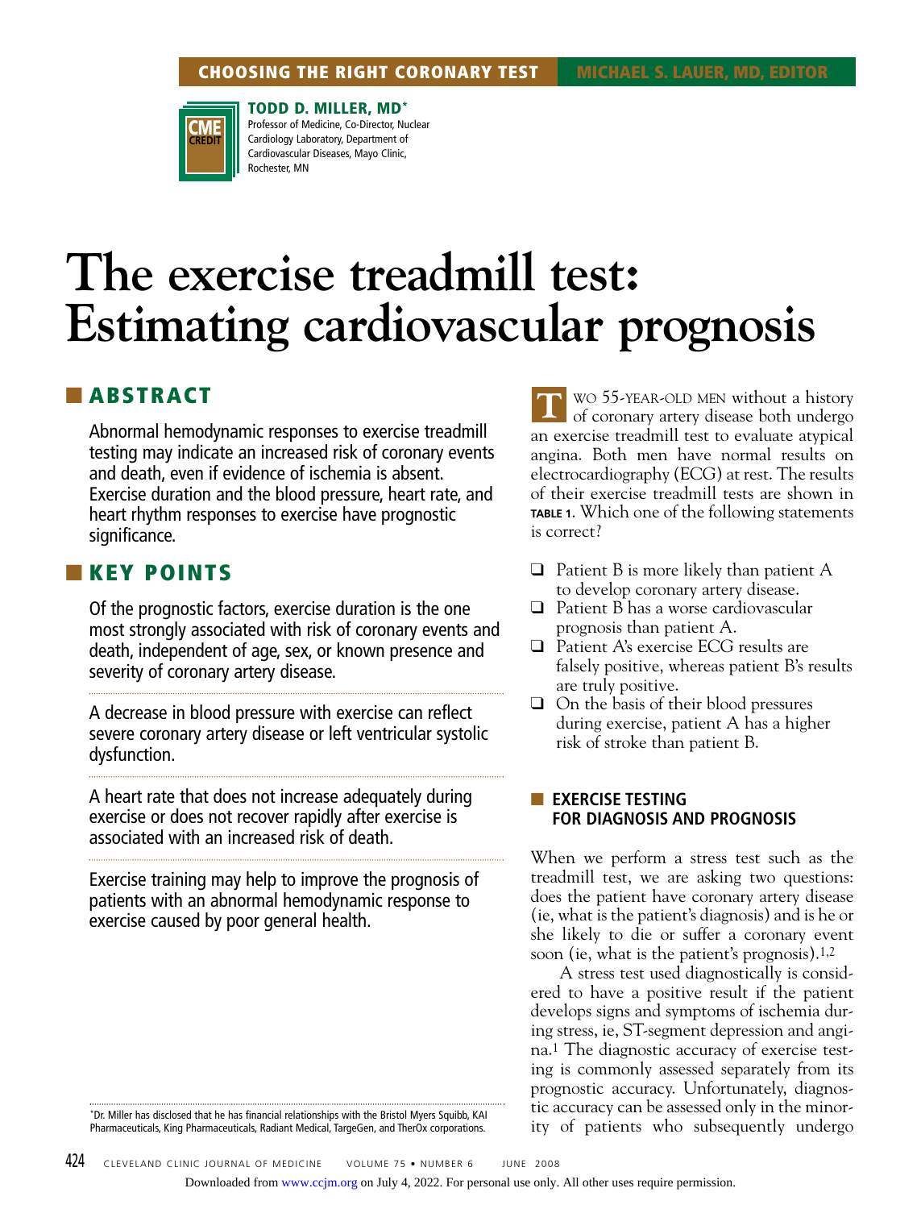CHOOSING THE RIGHT CORONARY TEST — MICHAEL S. LAUER, MD, EDITOR

**TODD D. MILLER, MD***
Professor of Medicine, Co-Director, Nuclear Cardiology Laboratory, Department of Cardiovascular Diseases, Mayo Clinic, Rochester, MN

# The exercise treadmill test: Estimating cardiovascular prognosis

## ABSTRACT

Abnormal hemodynamic responses to exercise treadmill testing may indicate an increased risk of coronary events and death, even if evidence of ischemia is absent. Exercise duration and the blood pressure, heart rate, and heart rhythm responses to exercise have prognostic significance.

## KEY POINTS

Of the prognostic factors, exercise duration is the one most strongly associated with risk of coronary events and death, independent of age, sex, or known presence and severity of coronary artery disease.

A decrease in blood pressure with exercise can reflect severe coronary artery disease or left ventricular systolic dysfunction.

A heart rate that does not increase adequately during exercise or does not recover rapidly after exercise is associated with an increased risk of death.

Exercise training may help to improve the prognosis of patients with an abnormal hemodynamic response to exercise caused by poor general health.

TWO 55-YEAR-OLD MEN without a history of coronary artery disease both undergo an exercise treadmill test to evaluate atypical angina. Both men have normal results on electrocardiography (ECG) at rest. The results of their exercise treadmill tests are shown in **TABLE 1.** Which one of the following statements is correct?

- ❑ Patient B is more likely than patient A to develop coronary artery disease.
- ❑ Patient B has a worse cardiovascular prognosis than patient A.
- ❑ Patient A's exercise ECG results are falsely positive, whereas patient B's results are truly positive.
- ❑ On the basis of their blood pressures during exercise, patient A has a higher risk of stroke than patient B.

## EXERCISE TESTING FOR DIAGNOSIS AND PROGNOSIS

When we perform a stress test such as the treadmill test, we are asking two questions: does the patient have coronary artery disease (ie, what is the patient's diagnosis) and is he or she likely to die or suffer a coronary event soon (ie, what is the patient's prognosis).[1,2]

A stress test used diagnostically is considered to have a positive result if the patient develops signs and symptoms of ischemia during stress, ie, ST-segment depression and angina.[1] The diagnostic accuracy of exercise testing is commonly assessed separately from its prognostic accuracy. Unfortunately, diagnostic accuracy can be assessed only in the minority of patients who subsequently undergo

*Dr. Miller has disclosed that he has financial relationships with the Bristol Myers Squibb, KAI Pharmaceuticals, King Pharmaceuticals, Radiant Medical, TargeGen, and TherOx corporations.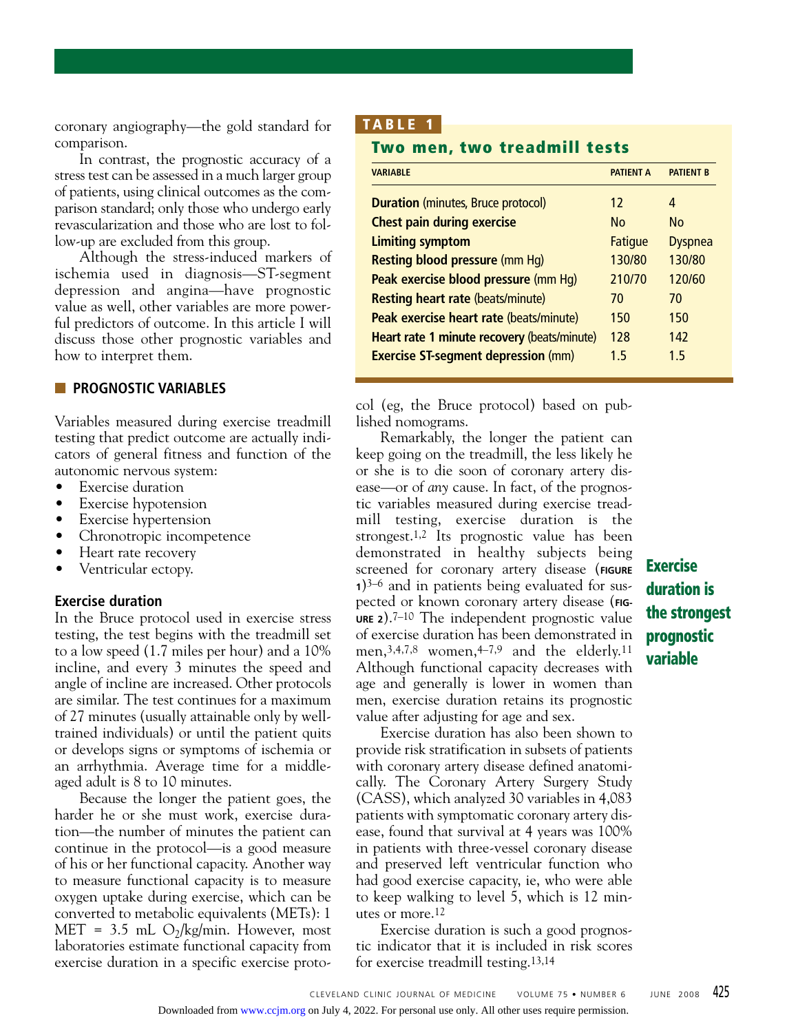coronary angiography—the gold standard for comparison.

In contrast, the prognostic accuracy of a stress test can be assessed in a much larger group of patients, using clinical outcomes as the comparison standard; only those who undergo early revascularization and those who are lost to follow-up are excluded from this group.

Although the stress-induced markers of ischemia used in diagnosis—ST-segment depression and angina—have prognostic value as well, other variables are more powerful predictors of outcome. In this article I will discuss those other prognostic variables and how to interpret them.

## PROGNOSTIC VARIABLES

Variables measured during exercise treadmill testing that predict outcome are actually indicators of general fitness and function of the autonomic nervous system:

- Exercise duration
- Exercise hypotension
- Exercise hypertension
- Chronotropic incompetence
- Heart rate recovery
- Ventricular ectopy.

### Exercise duration

In the Bruce protocol used in exercise stress testing, the test begins with the treadmill set to a low speed (1.7 miles per hour) and a 10% incline, and every 3 minutes the speed and angle of incline are increased. Other protocols are similar. The test continues for a maximum of 27 minutes (usually attainable only by well-trained individuals) or until the patient quits or develops signs or symptoms of ischemia or an arrhythmia. Average time for a middle-aged adult is 8 to 10 minutes.

Because the longer the patient goes, the harder he or she must work, exercise duration—the number of minutes the patient can continue in the protocol—is a good measure of his or her functional capacity. Another way to measure functional capacity is to measure oxygen uptake during exercise, which can be converted to metabolic equivalents (METs): 1 MET = 3.5 mL $O_2$/kg/min. However, most laboratories estimate functional capacity from exercise duration in a specific exercise protocol (eg, the Bruce protocol) based on published nomograms.

**TABLE 1**

**Two men, two treadmill tests**

| VARIABLE | PATIENT A | PATIENT B |
|---|---|---|
| **Duration** (minutes, Bruce protocol) | 12 | 4 |
| **Chest pain during exercise** | No | No |
| **Limiting symptom** | Fatigue | Dyspnea |
| **Resting blood pressure** (mm Hg) | 130/80 | 130/80 |
| **Peak exercise blood pressure** (mm Hg) | 210/70 | 120/60 |
| **Resting heart rate** (beats/minute) | 70 | 70 |
| **Peak exercise heart rate** (beats/minute) | 150 | 150 |
| **Heart rate 1 minute recovery** (beats/minute) | 128 | 142 |
| **Exercise ST-segment depression** (mm) | 1.5 | 1.5 |

Remarkably, the longer the patient can keep going on the treadmill, the less likely he or she is to die soon of coronary artery disease—or of *any* cause. In fact, of the prognostic variables measured during exercise treadmill testing, exercise duration is the strongest.[1,2] Its prognostic value has been demonstrated in healthy subjects being screened for coronary artery disease (FIGURE 1)[3–6] and in patients being evaluated for suspected or known coronary artery disease (FIGURE 2).[7–10] The independent prognostic value of exercise duration has been demonstrated in men,[3,4,7,8] women,[4–7,9] and the elderly.[11] Although functional capacity decreases with age and generally is lower in women than men, exercise duration retains its prognostic value after adjusting for age and sex.

**Exercise duration is the strongest prognostic variable**

Exercise duration has also been shown to provide risk stratification in subsets of patients with coronary artery disease defined anatomically. The Coronary Artery Surgery Study (CASS), which analyzed 30 variables in 4,083 patients with symptomatic coronary artery disease, found that survival at 4 years was 100% in patients with three-vessel coronary disease and preserved left ventricular function who had good exercise capacity, ie, who were able to keep walking to level 5, which is 12 minutes or more.[12]

Exercise duration is such a good prognostic indicator that it is included in risk scores for exercise treadmill testing.[13,14]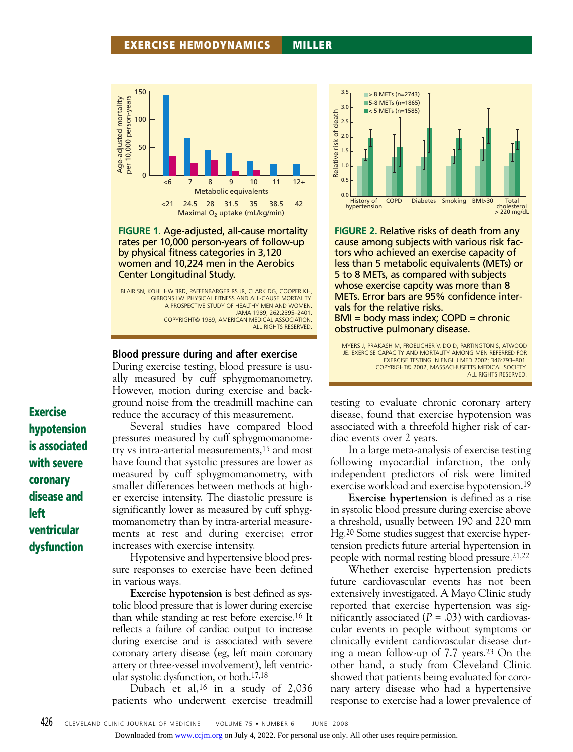**FIGURE 1.** Age-adjusted, all-cause mortality rates per 10,000 person-years of follow-up by physical fitness categories in 3,120 women and 10,224 men in the Aerobics Center Longitudinal Study.

BLAIR SN, KOHL HW 3RD, PAFFENBARGER RS JR, CLARK DG, COOPER KH, GIBBONS LW. PHYSICAL FITNESS AND ALL-CAUSE MORTALITY. A PROSPECTIVE STUDY OF HEALTHY MEN AND WOMEN. JAMA 1989; 262:2395–2401. COPYRIGHT© 1989, AMERICAN MEDICAL ASSOCIATION. ALL RIGHTS RESERVED.

**FIGURE 2.** Relative risks of death from any cause among subjects with various risk factors who achieved an exercise capacity of less than 5 metabolic equivalents (METs) or 5 to 8 METs, as compared with subjects whose exercise capcity was more than 8 METs. Error bars are 95% confidence intervals for the relative risks.
BMI = body mass index; COPD = chronic obstructive pulmonary disease.

MYERS J, PRAKASH M, FROELICHER V, DO D, PARTINGTON S, ATWOOD JE. EXERCISE CAPACITY AND MORTALITY AMONG MEN REFERRED FOR EXERCISE TESTING. N ENGL J MED 2002; 346:793–801. COPYRIGHT© 2002, MASSACHUSETTS MEDICAL SOCIETY. ALL RIGHTS RESERVED.

## Blood pressure during and after exercise

During exercise testing, blood pressure is usually measured by cuff sphygmomanometry. However, motion during exercise and background noise from the treadmill machine can reduce the accuracy of this measurement.

Several studies have compared blood pressures measured by cuff sphygmomanometry vs intra-arterial measurements,[15] and most have found that systolic pressures are lower as measured by cuff sphygmomanometry, with smaller differences between methods at higher exercise intensity. The diastolic pressure is significantly lower as measured by cuff sphygmomanometry than by intra-arterial measurements at rest and during exercise; error increases with exercise intensity.

Hypotensive and hypertensive blood pressure responses to exercise have been defined in various ways.

**Exercise hypotension is associated with severe coronary disease and left ventricular dysfunction**

**Exercise hypotension** is best defined as systolic blood pressure that is lower during exercise than while standing at rest before exercise.[16] It reflects a failure of cardiac output to increase during exercise and is associated with severe coronary artery disease (eg, left main coronary artery or three-vessel involvement), left ventricular systolic dysfunction, or both.[17,18]

Dubach et al,[16] in a study of 2,036 patients who underwent exercise treadmill testing to evaluate chronic coronary artery disease, found that exercise hypotension was associated with a threefold higher risk of cardiac events over 2 years.

In a large meta-analysis of exercise testing following myocardial infarction, the only independent predictors of risk were limited exercise workload and exercise hypotension.[19]

**Exercise hypertension** is defined as a rise in systolic blood pressure during exercise above a threshold, usually between 190 and 220 mm Hg.[20] Some studies suggest that exercise hypertension predicts future arterial hypertension in people with normal resting blood pressure.[21,22]

Whether exercise hypertension predicts future cardiovascular events has not been extensively investigated. A Mayo Clinic study reported that exercise hypertension was significantly associated ($P = .03$) with cardiovascular events in people without symptoms or clinically evident cardiovascular disease during a mean follow-up of 7.7 years.[23] On the other hand, a study from Cleveland Clinic showed that patients being evaluated for coronary artery disease who had a hypertensive response to exercise had a lower prevalence of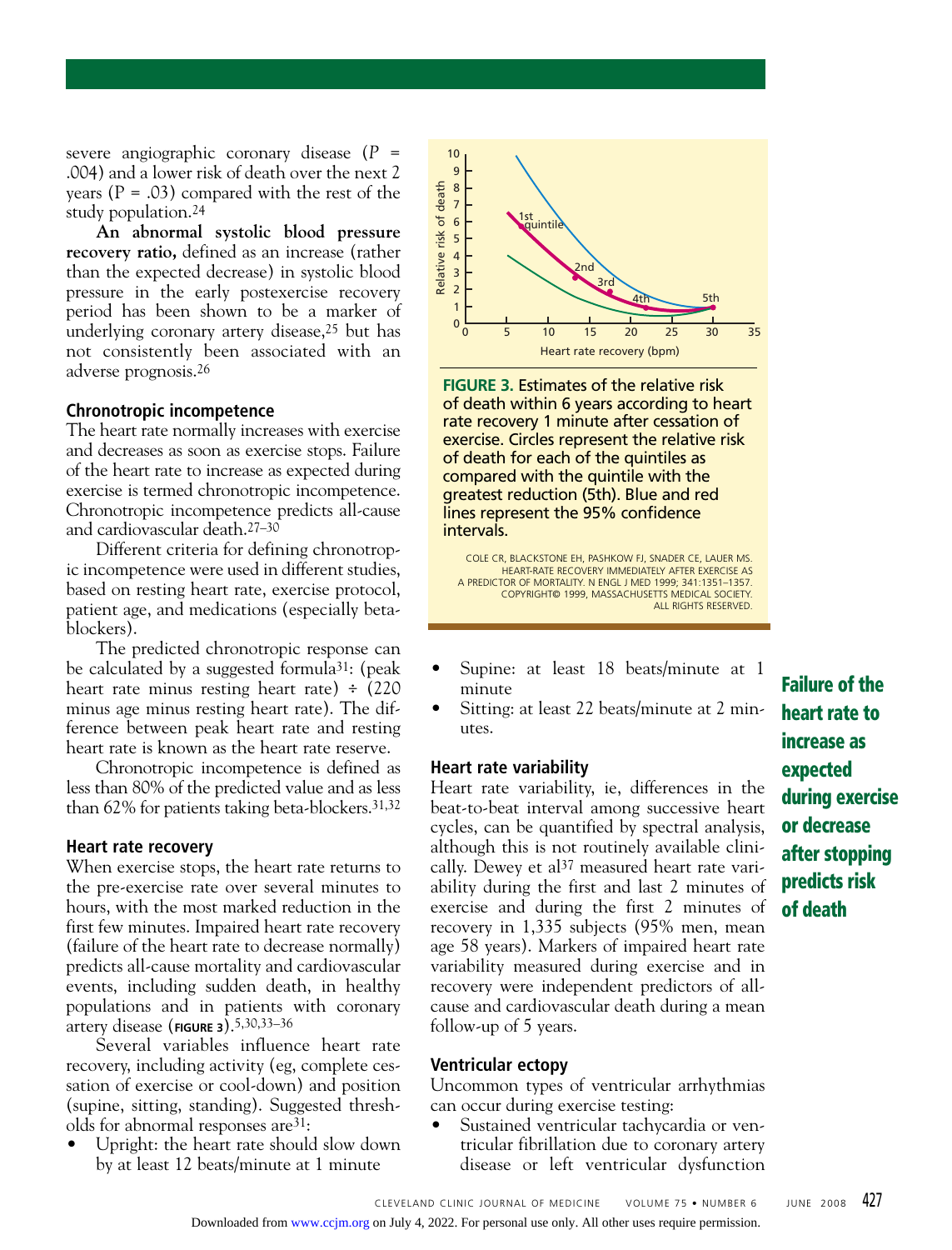severe angiographic coronary disease ($P$ = .004) and a lower risk of death over the next 2 years ($P$ = .03) compared with the rest of the study population.[24]

**An abnormal systolic blood pressure recovery ratio,** defined as an increase (rather than the expected decrease) in systolic blood pressure in the early postexercise recovery period has been shown to be a marker of underlying coronary artery disease,[25] but has not consistently been associated with an adverse prognosis.[26]

### Chronotropic incompetence

The heart rate normally increases with exercise and decreases as soon as exercise stops. Failure of the heart rate to increase as expected during exercise is termed chronotropic incompetence. Chronotropic incompetence predicts all-cause and cardiovascular death.[27–30]

Different criteria for defining chronotropic incompetence were used in different studies, based on resting heart rate, exercise protocol, patient age, and medications (especially beta-blockers).

The predicted chronotropic response can be calculated by a suggested formula[31]: (peak heart rate minus resting heart rate) ÷ (220 minus age minus resting heart rate). The difference between peak heart rate and resting heart rate is known as the heart rate reserve.

Chronotropic incompetence is defined as less than 80% of the predicted value and as less than 62% for patients taking beta-blockers.[31,32]

### Heart rate recovery

When exercise stops, the heart rate returns to the pre-exercise rate over several minutes to hours, with the most marked reduction in the first few minutes. Impaired heart rate recovery (failure of the heart rate to decrease normally) predicts all-cause mortality and cardiovascular events, including sudden death, in healthy populations and in patients with coronary artery disease (**FIGURE 3**).[5,30,33–36]

Several variables influence heart rate recovery, including activity (eg, complete cessation of exercise or cool-down) and position (supine, sitting, standing). Suggested thresholds for abnormal responses are[31]:

- Upright: the heart rate should slow down by at least 12 beats/minute at 1 minute
- Supine: at least 18 beats/minute at 1 minute
- Sitting: at least 22 beats/minute at 2 minutes.

**FIGURE 3.** Estimates of the relative risk of death within 6 years according to heart rate recovery 1 minute after cessation of exercise. Circles represent the relative risk of death for each of the quintiles as compared with the quintile with the greatest reduction (5th). Blue and red lines represent the 95% confidence intervals.

COLE CR, BLACKSTONE EH, PASHKOW FJ, SNADER CE, LAUER MS. HEART-RATE RECOVERY IMMEDIATELY AFTER EXERCISE AS A PREDICTOR OF MORTALITY. N ENGL J MED 1999; 341:1351–1357. COPYRIGHT© 1999, MASSACHUSETTS MEDICAL SOCIETY. ALL RIGHTS RESERVED.

**Failure of the heart rate to increase as expected during exercise or decrease after stopping predicts risk of death**

### Heart rate variability

Heart rate variability, ie, differences in the beat-to-beat interval among successive heart cycles, can be quantified by spectral analysis, although this is not routinely available clinically. Dewey et al[37] measured heart rate variability during the first and last 2 minutes of exercise and during the first 2 minutes of recovery in 1,335 subjects (95% men, mean age 58 years). Markers of impaired heart rate variability measured during exercise and in recovery were independent predictors of all-cause and cardiovascular death during a mean follow-up of 5 years.

### Ventricular ectopy

Uncommon types of ventricular arrhythmias can occur during exercise testing:

- Sustained ventricular tachycardia or ventricular fibrillation due to coronary artery disease or left ventricular dysfunction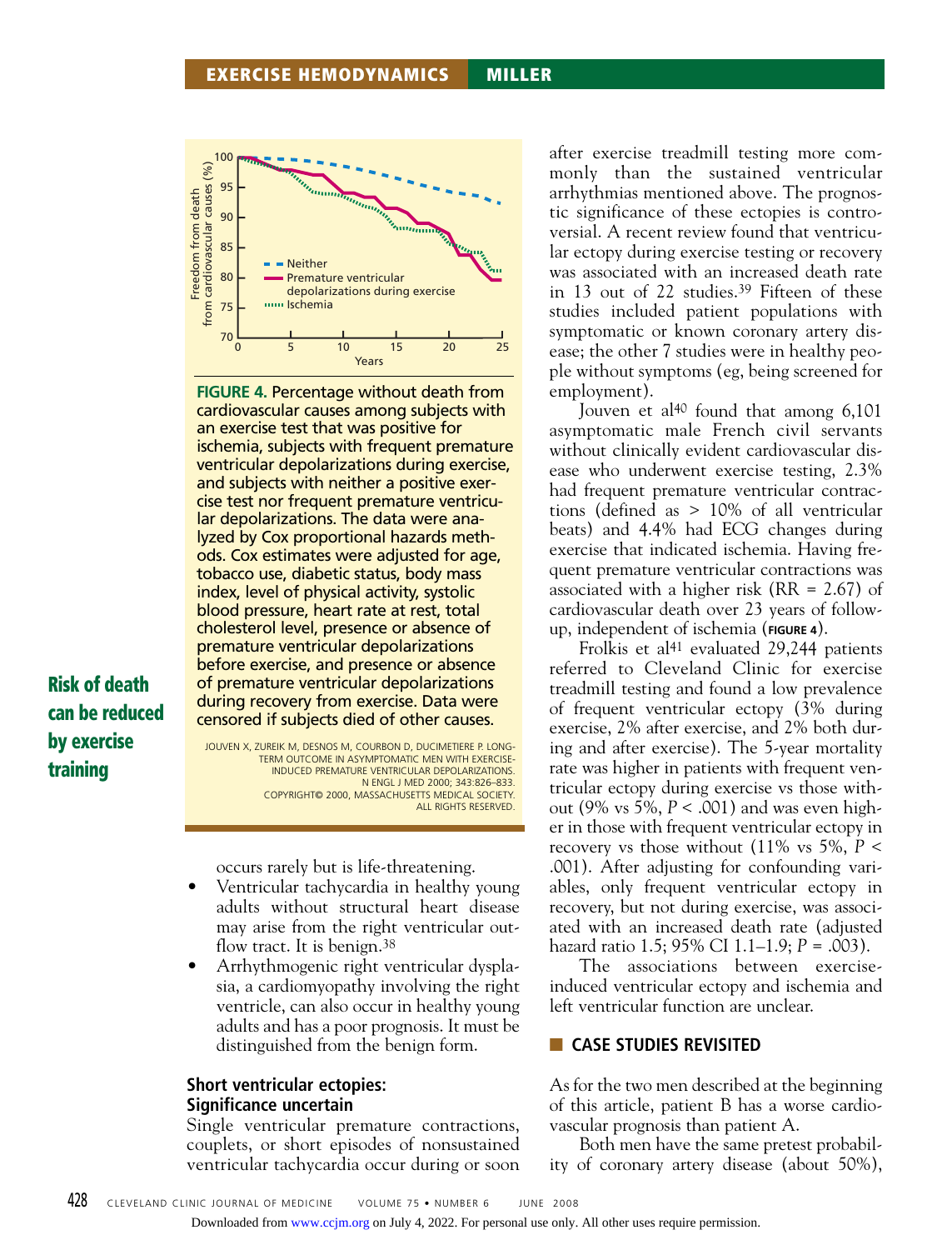FIGURE 4. Percentage without death from cardiovascular causes among subjects with an exercise test that was positive for ischemia, subjects with frequent premature ventricular depolarizations during exercise, and subjects with neither a positive exercise test nor frequent premature ventricular depolarizations. The data were analyzed by Cox proportional hazards methods. Cox estimates were adjusted for age, tobacco use, diabetic status, body mass index, level of physical activity, systolic blood pressure, heart rate at rest, total cholesterol level, presence or absence of premature ventricular depolarizations before exercise, and presence or absence of premature ventricular depolarizations during recovery from exercise. Data were censored if subjects died of other causes.

JOUVEN X, ZUREIK M, DESNOS M, COURBON D, DUCIMETIERE P. LONG-TERM OUTCOME IN ASYMPTOMATIC MEN WITH EXERCISE-INDUCED PREMATURE VENTRICULAR DEPOLARIZATIONS. N ENGL J MED 2000; 343:826–833. COPYRIGHT© 2000, MASSACHUSETTS MEDICAL SOCIETY. ALL RIGHTS RESERVED.

**Risk of death can be reduced by exercise training**

occurs rarely but is life-threatening.

- Ventricular tachycardia in healthy young adults without structural heart disease may arise from the right ventricular outflow tract. It is benign.[38]
- Arrhythmogenic right ventricular dysplasia, a cardiomyopathy involving the right ventricle, can also occur in healthy young adults and has a poor prognosis. It must be distinguished from the benign form.

### Short ventricular ectopies: Significance uncertain

Single ventricular premature contractions, couplets, or short episodes of nonsustained ventricular tachycardia occur during or soon after exercise treadmill testing more commonly than the sustained ventricular arrhythmias mentioned above. The prognostic significance of these ectopies is controversial. A recent review found that ventricular ectopy during exercise testing or recovery was associated with an increased death rate in 13 out of 22 studies.[39] Fifteen of these studies included patient populations with symptomatic or known coronary artery disease; the other 7 studies were in healthy people without symptoms (eg, being screened for employment).

Jouven et al[40] found that among 6,101 asymptomatic male French civil servants without clinically evident cardiovascular disease who underwent exercise testing, 2.3% had frequent premature ventricular contractions (defined as > 10% of all ventricular beats) and 4.4% had ECG changes during exercise that indicated ischemia. Having frequent premature ventricular contractions was associated with a higher risk (RR = 2.67) of cardiovascular death over 23 years of follow-up, independent of ischemia (**FIGURE 4**).

Frolkis et al[41] evaluated 29,244 patients referred to Cleveland Clinic for exercise treadmill testing and found a low prevalence of frequent ventricular ectopy (3% during exercise, 2% after exercise, and 2% both during and after exercise). The 5-year mortality rate was higher in patients with frequent ventricular ectopy during exercise vs those without (9% vs 5%, $P < .001$) and was even higher in those with frequent ventricular ectopy in recovery vs those without (11% vs 5%, $P < .001$). After adjusting for confounding variables, only frequent ventricular ectopy in recovery, but not during exercise, was associated with an increased death rate (adjusted hazard ratio 1.5; 95% CI 1.1–1.9; $P = .003$).

The associations between exercise-induced ventricular ectopy and ischemia and left ventricular function are unclear.

## CASE STUDIES REVISITED

As for the two men described at the beginning of this article, patient B has a worse cardiovascular prognosis than patient A.

Both men have the same pretest probability of coronary artery disease (about 50%),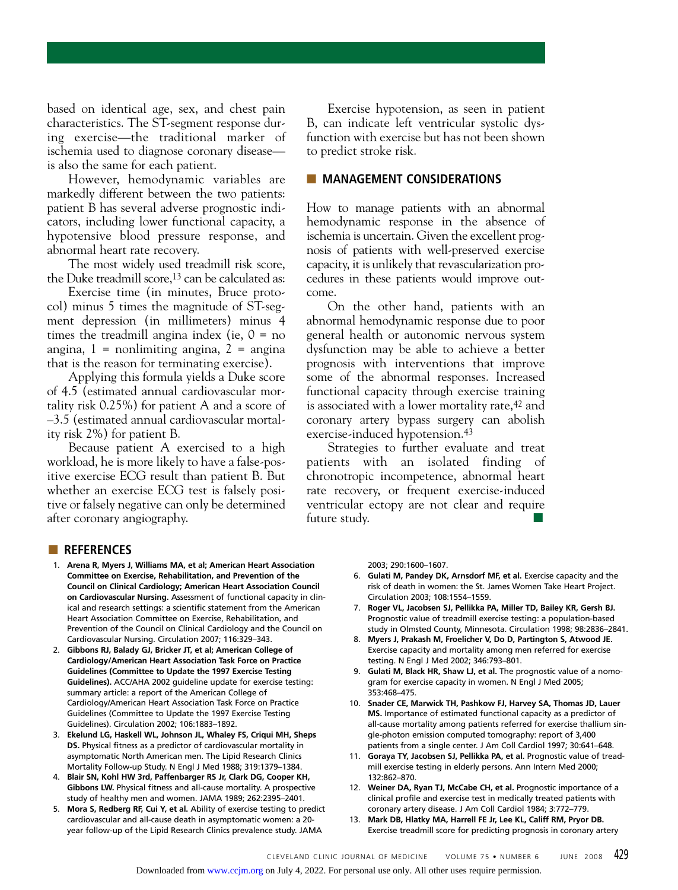based on identical age, sex, and chest pain characteristics. The ST-segment response during exercise—the traditional marker of ischemia used to diagnose coronary disease—is also the same for each patient.

However, hemodynamic variables are markedly different between the two patients: patient B has several adverse prognostic indicators, including lower functional capacity, a hypotensive blood pressure response, and abnormal heart rate recovery.

The most widely used treadmill risk score, the Duke treadmill score,[13] can be calculated as:

Exercise time (in minutes, Bruce protocol) minus 5 times the magnitude of ST-segment depression (in millimeters) minus 4 times the treadmill angina index (ie, 0 = no angina, 1 = nonlimiting angina, 2 = angina that is the reason for terminating exercise).

Applying this formula yields a Duke score of 4.5 (estimated annual cardiovascular mortality risk 0.25%) for patient A and a score of –3.5 (estimated annual cardiovascular mortality risk 2%) for patient B.

Because patient A exercised to a high workload, he is more likely to have a false-positive exercise ECG result than patient B. But whether an exercise ECG test is falsely positive or falsely negative can only be determined after coronary angiography.

Exercise hypotension, as seen in patient B, can indicate left ventricular systolic dysfunction with exercise but has not been shown to predict stroke risk.

## MANAGEMENT CONSIDERATIONS

How to manage patients with an abnormal hemodynamic response in the absence of ischemia is uncertain. Given the excellent prognosis of patients with well-preserved exercise capacity, it is unlikely that revascularization procedures in these patients would improve outcome.

On the other hand, patients with an abnormal hemodynamic response due to poor general health or autonomic nervous system dysfunction may be able to achieve a better prognosis with interventions that improve some of the abnormal responses. Increased functional capacity through exercise training is associated with a lower mortality rate,[42] and coronary artery bypass surgery can abolish exercise-induced hypotension.[43]

Strategies to further evaluate and treat patients with an isolated finding of chronotropic incompetence, abnormal heart rate recovery, or frequent exercise-induced ventricular ectopy are not clear and require future study.

## REFERENCES

1. **Arena R, Myers J, Williams MA, et al; American Heart Association Committee on Exercise, Rehabilitation, and Prevention of the Council on Clinical Cardiology; American Heart Association Council on Cardiovascular Nursing.** Assessment of functional capacity in clinical and research settings: a scientific statement from the American Heart Association Committee on Exercise, Rehabilitation, and Prevention of the Council on Clinical Cardiology and the Council on Cardiovascular Nursing. Circulation 2007; 116:329–343.
2. **Gibbons RJ, Balady GJ, Bricker JT, et al; American College of Cardiology/American Heart Association Task Force on Practice Guidelines (Committee to Update the 1997 Exercise Testing Guidelines).** ACC/AHA 2002 guideline update for exercise testing: summary article: a report of the American College of Cardiology/American Heart Association Task Force on Practice Guidelines (Committee to Update the 1997 Exercise Testing Guidelines). Circulation 2002; 106:1883–1892.
3. **Ekelund LG, Haskell WL, Johnson JL, Whaley FS, Criqui MH, Sheps DS.** Physical fitness as a predictor of cardiovascular mortality in asymptomatic North American men. The Lipid Research Clinics Mortality Follow-up Study. N Engl J Med 1988; 319:1379–1384.
4. **Blair SN, Kohl HW 3rd, Paffenbarger RS Jr, Clark DG, Cooper KH, Gibbons LW.** Physical fitness and all-cause mortality. A prospective study of healthy men and women. JAMA 1989; 262:2395–2401.
5. **Mora S, Redberg RF, Cui Y, et al.** Ability of exercise testing to predict cardiovascular and all-cause death in asymptomatic women: a 20-year follow-up of the Lipid Research Clinics prevalence study. JAMA 2003; 290:1600–1607.
6. **Gulati M, Pandey DK, Arnsdorf MF, et al.** Exercise capacity and the risk of death in women: the St. James Women Take Heart Project. Circulation 2003; 108:1554–1559.
7. **Roger VL, Jacobsen SJ, Pellikka PA, Miller TD, Bailey KR, Gersh BJ.** Prognostic value of treadmill exercise testing: a population-based study in Olmsted County, Minnesota. Circulation 1998; 98:2836–2841.
8. **Myers J, Prakash M, Froelicher V, Do D, Partington S, Atwood JE.** Exercise capacity and mortality among men referred for exercise testing. N Engl J Med 2002; 346:793–801.
9. **Gulati M, Black HR, Shaw LJ, et al.** The prognostic value of a nomogram for exercise capacity in women. N Engl J Med 2005; 353:468–475.
10. **Snader CE, Marwick TH, Pashkow FJ, Harvey SA, Thomas JD, Lauer MS.** Importance of estimated functional capacity as a predictor of all-cause mortality among patients referred for exercise thallium single-photon emission computed tomography: report of 3,400 patients from a single center. J Am Coll Cardiol 1997; 30:641–648.
11. **Goraya TY, Jacobsen SJ, Pellikka PA, et al.** Prognostic value of treadmill exercise testing in elderly persons. Ann Intern Med 2000; 132:862–870.
12. **Weiner DA, Ryan TJ, McCabe CH, et al.** Prognostic importance of a clinical profile and exercise test in medically treated patients with coronary artery disease. J Am Coll Cardiol 1984; 3:772–779.
13. **Mark DB, Hlatky MA, Harrell FE Jr, Lee KL, Califf RM, Pryor DB.** Exercise treadmill score for predicting prognosis in coronary artery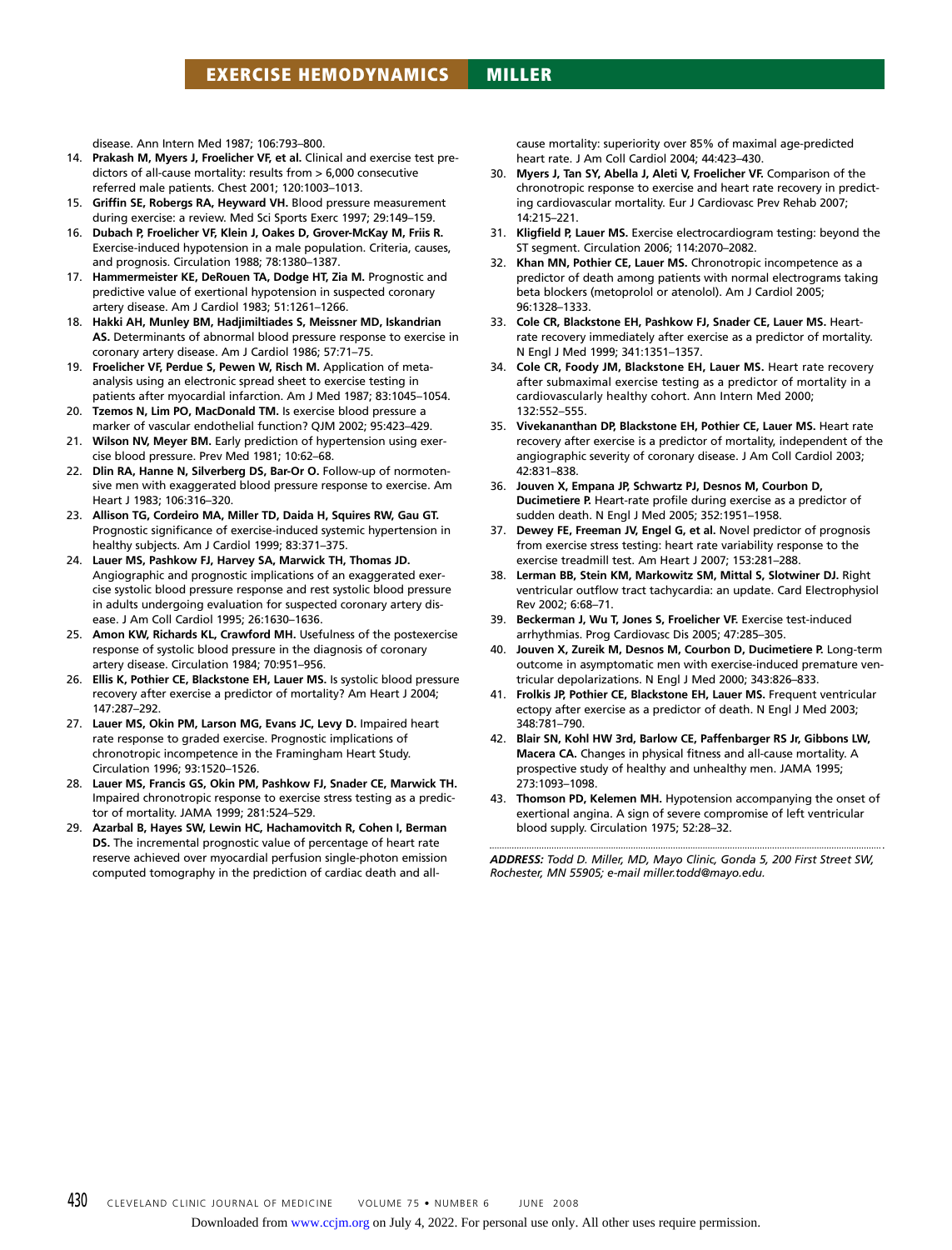disease. Ann Intern Med 1987; 106:793–800.

14. **Prakash M, Myers J, Froelicher VF, et al.** Clinical and exercise test predictors of all-cause mortality: results from > 6,000 consecutive referred male patients. Chest 2001; 120:1003–1013.
15. **Griffin SE, Robergs RA, Heyward VH.** Blood pressure measurement during exercise: a review. Med Sci Sports Exerc 1997; 29:149–159.
16. **Dubach P, Froelicher VF, Klein J, Oakes D, Grover-McKay M, Friis R.** Exercise-induced hypotension in a male population. Criteria, causes, and prognosis. Circulation 1988; 78:1380–1387.
17. **Hammermeister KE, DeRouen TA, Dodge HT, Zia M.** Prognostic and predictive value of exertional hypotension in suspected coronary artery disease. Am J Cardiol 1983; 51:1261–1266.
18. **Hakki AH, Munley BM, Hadjimiltiades S, Meissner MD, Iskandrian AS.** Determinants of abnormal blood pressure response to exercise in coronary artery disease. Am J Cardiol 1986; 57:71–75.
19. **Froelicher VF, Perdue S, Pewen W, Risch M.** Application of meta-analysis using an electronic spread sheet to exercise testing in patients after myocardial infarction. Am J Med 1987; 83:1045–1054.
20. **Tzemos N, Lim PO, MacDonald TM.** Is exercise blood pressure a marker of vascular endothelial function? QJM 2002; 95:423–429.
21. **Wilson NV, Meyer BM.** Early prediction of hypertension using exercise blood pressure. Prev Med 1981; 10:62–68.
22. **Dlin RA, Hanne N, Silverberg DS, Bar-Or O.** Follow-up of normotensive men with exaggerated blood pressure response to exercise. Am Heart J 1983; 106:316–320.
23. **Allison TG, Cordeiro MA, Miller TD, Daida H, Squires RW, Gau GT.** Prognostic significance of exercise-induced systemic hypertension in healthy subjects. Am J Cardiol 1999; 83:371–375.
24. **Lauer MS, Pashkow FJ, Harvey SA, Marwick TH, Thomas JD.** Angiographic and prognostic implications of an exaggerated exercise systolic blood pressure response and rest systolic blood pressure in adults undergoing evaluation for suspected coronary artery disease. J Am Coll Cardiol 1995; 26:1630–1636.
25. **Amon KW, Richards KL, Crawford MH.** Usefulness of the postexercise response of systolic blood pressure in the diagnosis of coronary artery disease. Circulation 1984; 70:951–956.
26. **Ellis K, Pothier CE, Blackstone EH, Lauer MS.** Is systolic blood pressure recovery after exercise a predictor of mortality? Am Heart J 2004; 147:287–292.
27. **Lauer MS, Okin PM, Larson MG, Evans JC, Levy D.** Impaired heart rate response to graded exercise. Prognostic implications of chronotropic incompetence in the Framingham Heart Study. Circulation 1996; 93:1520–1526.
28. **Lauer MS, Francis GS, Okin PM, Pashkow FJ, Snader CE, Marwick TH.** Impaired chronotropic response to exercise stress testing as a predictor of mortality. JAMA 1999; 281:524–529.
29. **Azarbal B, Hayes SW, Lewin HC, Hachamovitch R, Cohen I, Berman DS.** The incremental prognostic value of percentage of heart rate reserve achieved over myocardial perfusion single-photon emission computed tomography in the prediction of cardiac death and all-cause mortality: superiority over 85% of maximal age-predicted heart rate. J Am Coll Cardiol 2004; 44:423–430.
30. **Myers J, Tan SY, Abella J, Aleti V, Froelicher VF.** Comparison of the chronotropic response to exercise and heart rate recovery in predicting cardiovascular mortality. Eur J Cardiovasc Prev Rehab 2007; 14:215–221.
31. **Kligfield P, Lauer MS.** Exercise electrocardiogram testing: beyond the ST segment. Circulation 2006; 114:2070–2082.
32. **Khan MN, Pothier CE, Lauer MS.** Chronotropic incompetence as a predictor of death among patients with normal electrograms taking beta blockers (metoprolol or atenolol). Am J Cardiol 2005; 96:1328–1333.
33. **Cole CR, Blackstone EH, Pashkow FJ, Snader CE, Lauer MS.** Heart-rate recovery immediately after exercise as a predictor of mortality. N Engl J Med 1999; 341:1351–1357.
34. **Cole CR, Foody JM, Blackstone EH, Lauer MS.** Heart rate recovery after submaximal exercise testing as a predictor of mortality in a cardiovascularly healthy cohort. Ann Intern Med 2000; 132:552–555.
35. **Vivekananthan DP, Blackstone EH, Pothier CE, Lauer MS.** Heart rate recovery after exercise is a predictor of mortality, independent of the angiographic severity of coronary disease. J Am Coll Cardiol 2003; 42:831–838.
36. **Jouven X, Empana JP, Schwartz PJ, Desnos M, Courbon D, Ducimetiere P.** Heart-rate profile during exercise as a predictor of sudden death. N Engl J Med 2005; 352:1951–1958.
37. **Dewey FE, Freeman JV, Engel G, et al.** Novel predictor of prognosis from exercise stress testing: heart rate variability response to the exercise treadmill test. Am Heart J 2007; 153:281–288.
38. **Lerman BB, Stein KM, Markowitz SM, Mittal S, Slotwiner DJ.** Right ventricular outflow tract tachycardia: an update. Card Electrophysiol Rev 2002; 6:68–71.
39. **Beckerman J, Wu T, Jones S, Froelicher VF.** Exercise test-induced arrhythmias. Prog Cardiovasc Dis 2005; 47:285–305.
40. **Jouven X, Zureik M, Desnos M, Courbon D, Ducimetiere P.** Long-term outcome in asymptomatic men with exercise-induced premature ventricular depolarizations. N Engl J Med 2000; 343:826–833.
41. **Frolkis JP, Pothier CE, Blackstone EH, Lauer MS.** Frequent ventricular ectopy after exercise as a predictor of death. N Engl J Med 2003; 348:781–790.
42. **Blair SN, Kohl HW 3rd, Barlow CE, Paffenbarger RS Jr, Gibbons LW, Macera CA.** Changes in physical fitness and all-cause mortality. A prospective study of healthy and unhealthy men. JAMA 1995; 273:1093–1098.
43. **Thomson PD, Kelemen MH.** Hypotension accompanying the onset of exertional angina. A sign of severe compromise of left ventricular blood supply. Circulation 1975; 52:28–32.

***ADDRESS:*** *Todd D. Miller, MD, Mayo Clinic, Gonda 5, 200 First Street SW, Rochester, MN 55905; e-mail miller.todd@mayo.edu.*